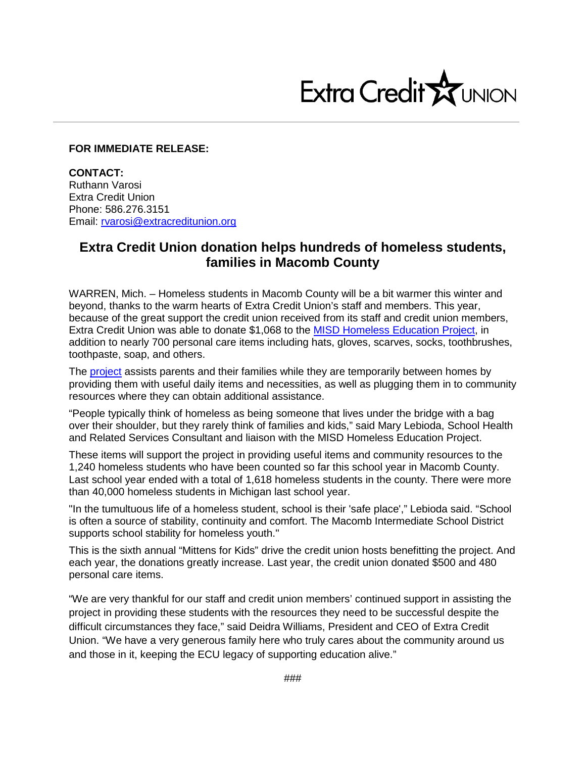Extra Credit UNION

**FOR IMMEDIATE RELEASE:**

**CONTACT:**
Ruthann Varosi
Extra Credit Union
Phone: 586.276.3151
Email: [rvarosi@extracreditunion.org](mailto:rvarosi@extracreditunion.org)

## Extra Credit Union donation helps hundreds of homeless students, families in Macomb County

WARREN, Mich. – Homeless students in Macomb County will be a bit warmer this winter and beyond, thanks to the warm hearts of Extra Credit Union's staff and members. This year, because of the great support the credit union received from its staff and credit union members, Extra Credit Union was able to donate $1,068 to the MISD Homeless Education Project, in addition to nearly 700 personal care items including hats, gloves, scarves, socks, toothbrushes, toothpaste, soap, and others.

The project assists parents and their families while they are temporarily between homes by providing them with useful daily items and necessities, as well as plugging them in to community resources where they can obtain additional assistance.

"People typically think of homeless as being someone that lives under the bridge with a bag over their shoulder, but they rarely think of families and kids," said Mary Lebioda, School Health and Related Services Consultant and liaison with the MISD Homeless Education Project.

These items will support the project in providing useful items and community resources to the 1,240 homeless students who have been counted so far this school year in Macomb County. Last school year ended with a total of 1,618 homeless students in the county. There were more than 40,000 homeless students in Michigan last school year.

"In the tumultuous life of a homeless student, school is their 'safe place'," Lebioda said. "School is often a source of stability, continuity and comfort. The Macomb Intermediate School District supports school stability for homeless youth."

This is the sixth annual "Mittens for Kids" drive the credit union hosts benefitting the project. And each year, the donations greatly increase. Last year, the credit union donated $500 and 480 personal care items.

"We are very thankful for our staff and credit union members' continued support in assisting the project in providing these students with the resources they need to be successful despite the difficult circumstances they face," said Deidra Williams, President and CEO of Extra Credit Union. "We have a very generous family here who truly cares about the community around us and those in it, keeping the ECU legacy of supporting education alive."

###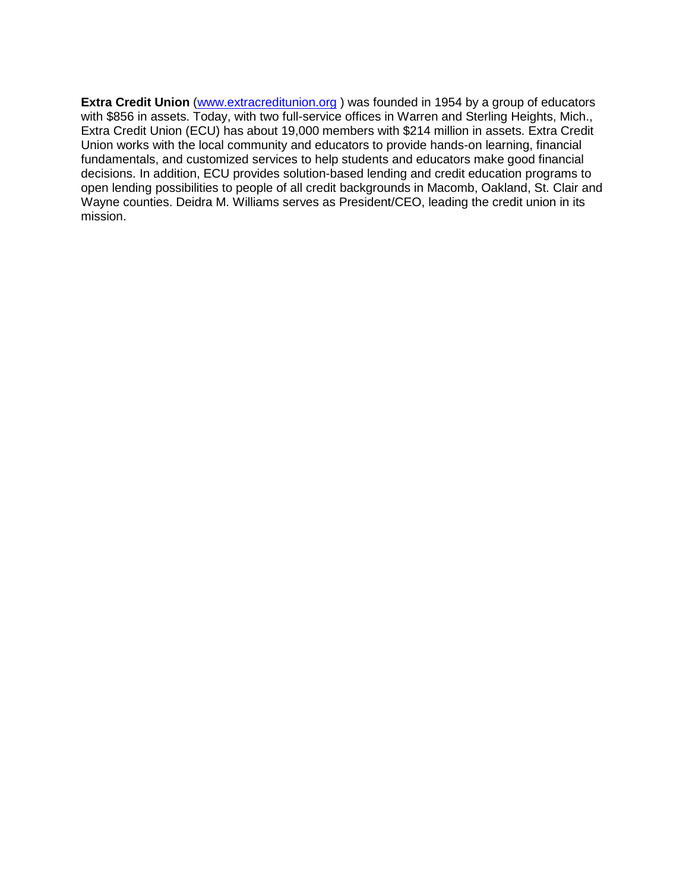**Extra Credit Union** (www.extracreditunion.org ) was founded in 1954 by a group of educators with $856 in assets. Today, with two full-service offices in Warren and Sterling Heights, Mich., Extra Credit Union (ECU) has about 19,000 members with $214 million in assets. Extra Credit Union works with the local community and educators to provide hands-on learning, financial fundamentals, and customized services to help students and educators make good financial decisions. In addition, ECU provides solution-based lending and credit education programs to open lending possibilities to people of all credit backgrounds in Macomb, Oakland, St. Clair and Wayne counties. Deidra M. Williams serves as President/CEO, leading the credit union in its mission.